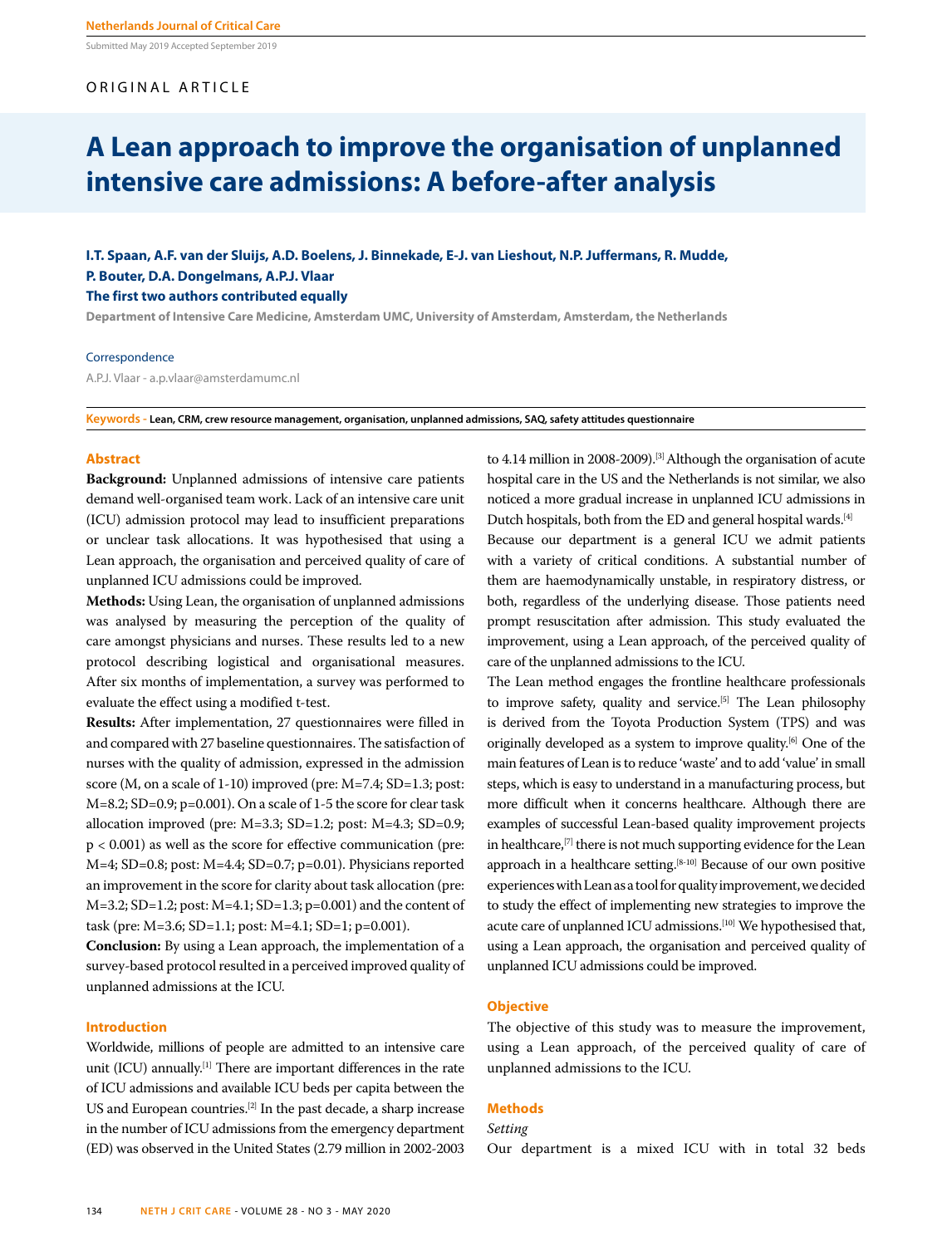ORIGINAL ARTICLE

# A Lean approach to improve the organisation of unplanned intensive care admissions: A before-after analysis

**I.T. Spaan, A.F. van der Sluijs, A.D. Boelens, J. Binnekade, E-J. van Lieshout, N.P. Juffermans, R. Mudde, P. Bouter, D.A. Dongelmans, A.P.J. Vlaar**

**The first two authors contributed equally**

**Department of Intensive Care Medicine, Amsterdam UMC, University of Amsterdam, Amsterdam, the Netherlands**

Correspondence

A.P.J. Vlaar - a.p.vlaar@amsterdamumc.nl

**Keywords - Lean, CRM, crew resource management, organisation, unplanned admissions, SAQ, safety attitudes questionnaire**

## Abstract

**Background:** Unplanned admissions of intensive care patients demand well-organised team work. Lack of an intensive care unit (ICU) admission protocol may lead to insufficient preparations or unclear task allocations. It was hypothesised that using a Lean approach, the organisation and perceived quality of care of unplanned ICU admissions could be improved.

**Methods:** Using Lean, the organisation of unplanned admissions was analysed by measuring the perception of the quality of care amongst physicians and nurses. These results led to a new protocol describing logistical and organisational measures. After six months of implementation, a survey was performed to evaluate the effect using a modified t-test.

**Results:** After implementation, 27 questionnaires were filled in and compared with 27 baseline questionnaires. The satisfaction of nurses with the quality of admission, expressed in the admission score (M, on a scale of 1-10) improved (pre: M=7.4; SD=1.3; post: M=8.2; SD=0.9; p=0.001). On a scale of 1-5 the score for clear task allocation improved (pre: M=3.3; SD=1.2; post: M=4.3; SD=0.9; $p < 0.001$) as well as the score for effective communication (pre: M=4; SD=0.8; post: M=4.4; SD=0.7; p=0.01). Physicians reported an improvement in the score for clarity about task allocation (pre: M=3.2; SD=1.2; post: M=4.1; SD=1.3; p=0.001) and the content of task (pre: M=3.6; SD=1.1; post: M=4.1; SD=1; p=0.001).

**Conclusion:** By using a Lean approach, the implementation of a survey-based protocol resulted in a perceived improved quality of unplanned admissions at the ICU.

## Introduction

Worldwide, millions of people are admitted to an intensive care unit (ICU) annually.[1] There are important differences in the rate of ICU admissions and available ICU beds per capita between the US and European countries.[2] In the past decade, a sharp increase in the number of ICU admissions from the emergency department (ED) was observed in the United States (2.79 million in 2002-2003 to 4.14 million in 2008-2009).[3] Although the organisation of acute hospital care in the US and the Netherlands is not similar, we also noticed a more gradual increase in unplanned ICU admissions in Dutch hospitals, both from the ED and general hospital wards.[4]

Because our department is a general ICU we admit patients with a variety of critical conditions. A substantial number of them are haemodynamically unstable, in respiratory distress, or both, regardless of the underlying disease. Those patients need prompt resuscitation after admission. This study evaluated the improvement, using a Lean approach, of the perceived quality of care of the unplanned admissions to the ICU.

The Lean method engages the frontline healthcare professionals to improve safety, quality and service.[5] The Lean philosophy is derived from the Toyota Production System (TPS) and was originally developed as a system to improve quality.[6] One of the main features of Lean is to reduce 'waste' and to add 'value' in small steps, which is easy to understand in a manufacturing process, but more difficult when it concerns healthcare. Although there are examples of successful Lean-based quality improvement projects in healthcare,[7] there is not much supporting evidence for the Lean approach in a healthcare setting.[8-10] Because of our own positive experiences with Lean as a tool for quality improvement, we decided to study the effect of implementing new strategies to improve the acute care of unplanned ICU admissions.[10] We hypothesised that, using a Lean approach, the organisation and perceived quality of care of unplanned ICU admissions could be improved.

## Objective

The objective of this study was to measure the improvement, using a Lean approach, of the perceived quality of care of unplanned admissions to the ICU.

## Methods

*Setting*

Our department is a mixed ICU with in total 32 beds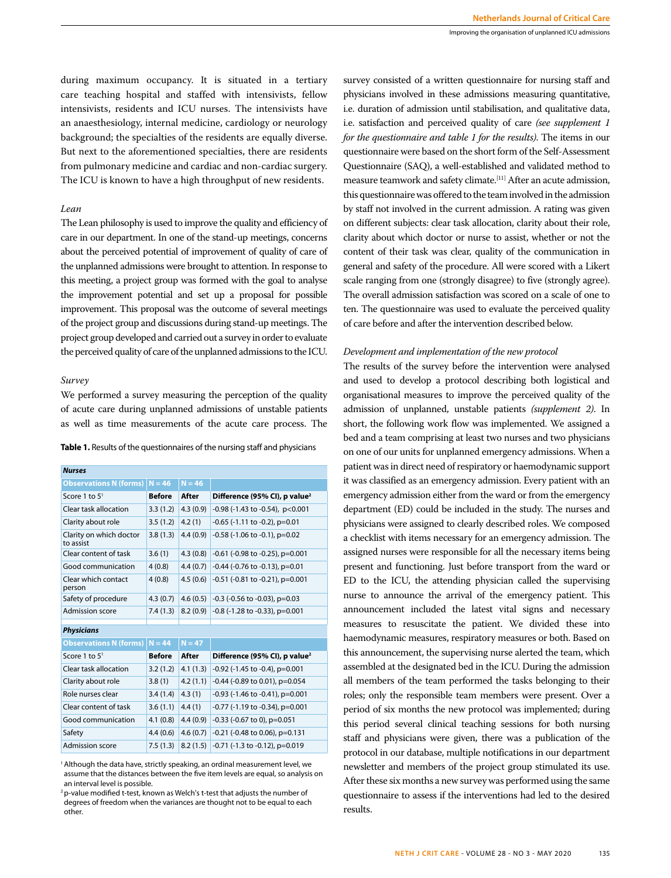during maximum occupancy. It is situated in a tertiary care teaching hospital and staffed with intensivists, fellow intensivists, residents and ICU nurses. The intensivists have an anaesthesiology, internal medicine, cardiology or neurology background; the specialties of the residents are equally diverse. But next to the aforementioned specialties, there are residents from pulmonary medicine and cardiac and non-cardiac surgery. The ICU is known to have a high throughput of new residents.

### *Lean*

The Lean philosophy is used to improve the quality and efficiency of care in our department. In one of the stand-up meetings, concerns about the perceived potential of improvement of quality of care of the unplanned admissions were brought to attention. In response to this meeting, a project group was formed with the goal to analyse the improvement potential and set up a proposal for possible improvement. This proposal was the outcome of several meetings of the project group and discussions during stand-up meetings. The project group developed and carried out a survey in order to evaluate the perceived quality of care of the unplanned admissions to the ICU.

### *Survey*

We performed a survey measuring the perception of the quality of acute care during unplanned admissions of unstable patients as well as time measurements of the acute care process. The survey consisted of a written questionnaire for nursing staff and physicians involved in these admissions measuring quantitative, i.e. duration of admission until stabilisation, and qualitative data, i.e. satisfaction and perceived quality of care *(see supplement 1 for the questionnaire and table 1 for the results)*. The items in our questionnaire were based on the short form of the Self-Assessment Questionnaire (SAQ), a well-established and validated method to measure teamwork and safety climate.[11] After an acute admission, this questionnaire was offered to the team involved in the admission by staff not involved in the current admission. A rating was given on different subjects: clear task allocation, clarity about their role, clarity about which doctor or nurse to assist, whether or not the content of their task was clear, quality of the communication in general and safety of the procedure. All were scored with a Likert scale ranging from one (strongly disagree) to five (strongly agree). The overall admission satisfaction was scored on a scale of one to ten. The questionnaire was used to evaluate the perceived quality of care before and after the intervention described below.

**Table 1.** Results of the questionnaires of the nursing staff and physicians

| ***Nurses*** | | | |
|---|---|---|---|
| **Observations N (forms)** | **N = 46** | **N = 46** | |
| Score 1 to 5[1] | **Before** | **After** | **Difference (95% CI), p value[2]** |
| Clear task allocation | 3.3 (1.2) | 4.3 (0.9) | -0.98 (-1.43 to -0.54), p<0.001 |
| Clarity about role | 3.5 (1.2) | 4.2 (1) | -0.65 (-1.11 to -0.2), p=0.01 |
| Clarity on which doctor to assist | 3.8 (1.3) | 4.4 (0.9) | -0.58 (-1.06 to -0.1), p=0.02 |
| Clear content of task | 3.6 (1) | 4.3 (0.8) | -0.61 (-0.98 to -0.25), p=0.001 |
| Good communication | 4 (0.8) | 4.4 (0.7) | -0.44 (-0.76 to -0.13), p=0.01 |
| Clear which contact person | 4 (0.8) | 4.5 (0.6) | -0.51 (-0.81 to -0.21), p=0.001 |
| Safety of procedure | 4.3 (0.7) | 4.6 (0.5) | -0.3 (-0.56 to -0.03), p=0.03 |
| Admission score | 7.4 (1.3) | 8.2 (0.9) | -0.8 (-1.28 to -0.33), p=0.001 |
| | | | |
| ***Physicians*** | | | |
| **Observations N (forms)** | **N = 44** | **N = 47** | |
| Score 1 to 5[1] | **Before** | **After** | **Difference (95% CI), p value[2]** |
| Clear task allocation | 3.2 (1.2) | 4.1 (1.3) | -0.92 (-1.45 to -0.4), p=0.001 |
| Clarity about role | 3.8 (1) | 4.2 (1.1) | -0.44 (-0.89 to 0.01), p=0.054 |
| Role nurses clear | 3.4 (1.4) | 4.3 (1) | -0.93 (-1.46 to -0.41), p=0.001 |
| Clear content of task | 3.6 (1.1) | 4.4 (1) | -0.77 (-1.19 to -0.34), p=0.001 |
| Good communication | 4.1 (0.8) | 4.4 (0.9) | -0.33 (-0.67 to 0), p=0.051 |
| Safety | 4.4 (0.6) | 4.6 (0.7) | -0.21 (-0.48 to 0.06), p=0.131 |
| Admission score | 7.5 (1.3) | 8.2 (1.5) | -0.71 (-1.3 to -0.12), p=0.019 |

[1] Although the data have, strictly speaking, an ordinal measurement level, we assume that the distances between the five item levels are equal, so analysis on an interval level is possible.

[2] p-value modified t-test, known as Welch's t-test that adjusts the number of degrees of freedom when the variances are thought not to be equal to each other.

### *Development and implementation of the new protocol*

The results of the survey before the intervention were analysed and used to develop a protocol describing both logistical and organisational measures to improve the perceived quality of the admission of unplanned, unstable patients *(supplement 2)*. In short, the following work flow was implemented. We assigned a bed and a team comprising at least two nurses and two physicians on one of our units for unplanned emergency admissions. When a patient was in direct need of respiratory or haemodynamic support it was classified as an emergency admission. Every patient with an emergency admission either from the ward or from the emergency department (ED) could be included in the study. The nurses and physicians were assigned to clearly described roles. We composed a checklist with items necessary for an emergency admission. The assigned nurses were responsible for all the necessary items being present and functioning. Just before transport from the ward or ED to the ICU, the attending physician called the supervising nurse to announce the arrival of the emergency patient. This announcement included the latest vital signs and necessary measures to resuscitate the patient. We divided these into haemodynamic measures, respiratory measures or both. Based on this announcement, the supervising nurse alerted the team, which assembled at the designated bed in the ICU. During the admission all members of the team performed the tasks belonging to their roles; only the responsible team members were present. Over a period of six months the new protocol was implemented; during this period several clinical teaching sessions for both nursing staff and physicians were given, there was a publication of the protocol in our database, multiple notifications in our department newsletter and members of the project group stimulated its use. After these six months a new survey was performed using the same questionnaire to assess if the interventions had led to the desired results.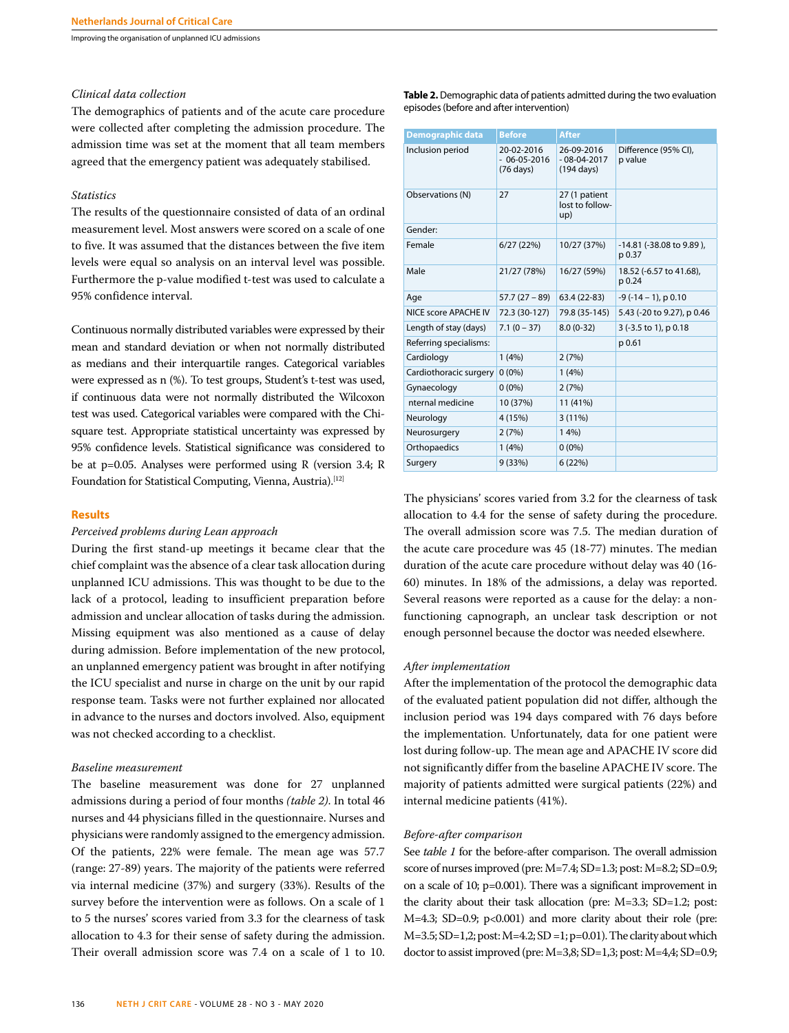*Clinical data collection*

The demographics of patients and of the acute care procedure were collected after completing the admission procedure. The admission time was set at the moment that all team members agreed that the emergency patient was adequately stabilised.

*Statistics*

The results of the questionnaire consisted of data of an ordinal measurement level. Most answers were scored on a scale of one to five. It was assumed that the distances between the five item levels were equal so analysis on an interval level was possible. Furthermore the p-value modified t-test was used to calculate a 95% confidence interval.

Continuous normally distributed variables were expressed by their mean and standard deviation or when not normally distributed as medians and their interquartile ranges. Categorical variables were expressed as n (%). To test groups, Student's t-test was used, if continuous data were not normally distributed the Wilcoxon test was used. Categorical variables were compared with the Chi-square test. Appropriate statistical uncertainty was expressed by 95% confidence levels. Statistical significance was considered to be at p=0.05. Analyses were performed using R (version 3.4; R Foundation for Statistical Computing, Vienna, Austria).[12]

## Results

*Perceived problems during Lean approach*

During the first stand-up meetings it became clear that the chief complaint was the absence of a clear task allocation during unplanned ICU admissions. This was thought to be due to the lack of a protocol, leading to insufficient preparation before admission and unclear allocation of tasks during the admission. Missing equipment was also mentioned as a cause of delay during admission. Before implementation of the new protocol, an unplanned emergency patient was brought in after notifying the ICU specialist and nurse in charge on the unit by our rapid response team. Tasks were not further explained nor allocated in advance to the nurses and doctors involved. Also, equipment was not checked according to a checklist.

*Baseline measurement*

The baseline measurement was done for 27 unplanned admissions during a period of four months *(table 2)*. In total 46 nurses and 44 physicians filled in the questionnaire. Nurses and physicians were randomly assigned to the emergency admission. Of the patients, 22% were female. The mean age was 57.7 (range: 27-89) years. The majority of the patients were referred via internal medicine (37%) and surgery (33%). Results of the survey before the intervention were as follows. On a scale of 1 to 5 the nurses' scores varied from 3.3 for the clearness of task allocation to 4.3 for their sense of safety during the admission. Their overall admission score was 7.4 on a scale of 1 to 10.

**Table 2.** Demographic data of patients admitted during the two evaluation episodes (before and after intervention)

| Demographic data | Before | After | |
|---|---|---|---|
| Inclusion period | 20-02-2016 - 06-05-2016 (76 days) | 26-09-2016 - 08-04-2017 (194 days) | Difference (95% CI), p value |
| Observations (N) | 27 | 27 (1 patient lost to follow-up) | |
| Gender: | | | |
| Female | 6/27 (22%) | 10/27 (37%) | -14.81 (-38.08 to 9.89 ), p 0.37 |
| Male | 21/27 (78%) | 16/27 (59%) | 18.52 (-6.57 to 41.68), p 0.24 |
| Age | 57.7 (27 – 89) | 63.4 (22-83) | -9 (-14 – 1), p 0.10 |
| NICE score APACHE IV | 72.3 (30-127) | 79.8 (35-145) | 5.43 (-20 to 9.27), p 0.46 |
| Length of stay (days) | 7.1 (0 – 37) | 8.0 (0-32) | 3 (-3.5 to 1), p 0.18 |
| Referring specialisms: | | | p 0.61 |
| Cardiology | 1 (4%) | 2 (7%) | |
| Cardiothoracic surgery | 0 (0%) | 1 (4%) | |
| Gynaecology | 0 (0%) | 2 (7%) | |
| nternal medicine | 10 (37%) | 11 (41%) | |
| Neurology | 4 (15%) | 3 (11%) | |
| Neurosurgery | 2 (7%) | 1 4%) | |
| Orthopaedics | 1 (4%) | 0 (0%) | |
| Surgery | 9 (33%) | 6 (22%) | |

The physicians' scores varied from 3.2 for the clearness of task allocation to 4.4 for the sense of safety during the procedure. The overall admission score was 7.5. The median duration of the acute care procedure was 45 (18-77) minutes. The median duration of the acute care procedure without delay was 40 (16-60) minutes. In 18% of the admissions, a delay was reported. Several reasons were reported as a cause for the delay: a non-functioning capnograph, an unclear task description or not enough personnel because the doctor was needed elsewhere.

*After implementation*

After the implementation of the protocol the demographic data of the evaluated patient population did not differ, although the inclusion period was 194 days compared with 76 days before the implementation. Unfortunately, data for one patient were lost during follow-up. The mean age and APACHE IV score did not significantly differ from the baseline APACHE IV score. The majority of patients admitted were surgical patients (22%) and internal medicine patients (41%).

*Before-after comparison*

See *table 1* for the before-after comparison. The overall admission score of nurses improved (pre: M=7.4; SD=1.3; post: M=8.2; SD=0.9; on a scale of 10; p=0.001). There was a significant improvement in the clarity about their task allocation (pre: M=3.3; SD=1.2; post: M=4.3; SD=0.9; p<0.001) and more clarity about their role (pre: M=3.5; SD=1,2; post: M=4.2; SD =1; p=0.01). The clarity about which doctor to assist improved (pre: M=3,8; SD=1,3; post: M=4,4; SD=0.9;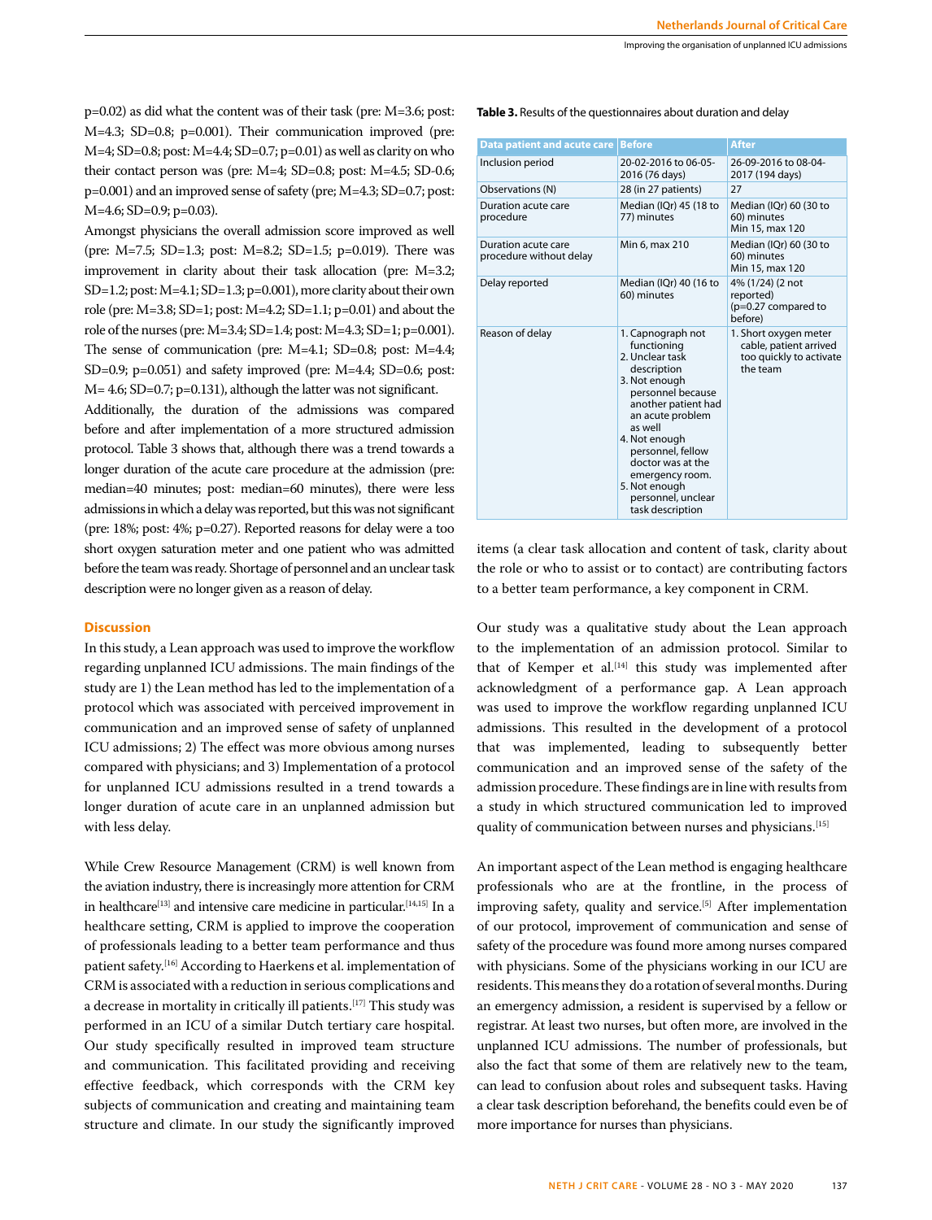p=0.02) as did what the content was of their task (pre: M=3.6; post: M=4.3; SD=0.8; p=0.001). Their communication improved (pre: M=4; SD=0.8; post: M=4.4; SD=0.7; p=0.01) as well as clarity on who their contact person was (pre: M=4; SD=0.8; post: M=4.5; SD-0.6; p=0.001) and an improved sense of safety (pre; M=4.3; SD=0.7; post: M=4.6; SD=0.9; p=0.03).

Amongst physicians the overall admission score improved as well (pre: M=7.5; SD=1.3; post: M=8.2; SD=1.5; p=0.019). There was improvement in clarity about their task allocation (pre: M=3.2; SD=1.2; post: M=4.1; SD=1.3; p=0.001), more clarity about their own role (pre: M=3.8; SD=1; post: M=4.2; SD=1.1; p=0.01) and about the role of the nurses (pre: M=3.4; SD=1.4; post: M=4.3; SD=1; p=0.001). The sense of communication (pre: M=4.1; SD=0.8; post: M=4.4; SD=0.9; p=0.051) and safety improved (pre: M=4.4; SD=0.6; post: M= 4.6; SD=0.7; p=0.131), although the latter was not significant.

Additionally, the duration of the admissions was compared before and after implementation of a more structured admission protocol. Table 3 shows that, although there was a trend towards a longer duration of the acute care procedure at the admission (pre: median=40 minutes; post: median=60 minutes), there were less admissions in which a delay was reported, but this was not significant (pre: 18%; post: 4%; p=0.27). Reported reasons for delay were a too short oxygen saturation meter and one patient who was admitted before the team was ready. Shortage of personnel and an unclear task description were no longer given as a reason of delay.

**Table 3.** Results of the questionnaires about duration and delay

| Data patient and acute care | Before | After |
|---|---|---|
| Inclusion period | 20-02-2016 to 06-05-2016 (76 days) | 26-09-2016 to 08-04-2017 (194 days) |
| Observations (N) | 28 (in 27 patients) | 27 |
| Duration acute care procedure | Median (IQr) 45 (18 to 77) minutes | Median (IQr) 60 (30 to 60) minutes<br>Min 15, max 120 |
| Duration acute care procedure without delay | Min 6, max 210 | Median (IQr) 60 (30 to 60) minutes<br>Min 15, max 120 |
| Delay reported | Median (IQr) 40 (16 to 60) minutes | 4% (1/24) (2 not reported)<br>(p=0.27 compared to before) |
| Reason of delay | 1. Capnograph not functioning<br>2. Unclear task description<br>3. Not enough personnel because another patient had an acute problem as well<br>4. Not enough personnel, fellow doctor was at the emergency room.<br>5. Not enough personnel, unclear task description | 1. Short oxygen meter cable, patient arrived too quickly to activate the team |

## Discussion

In this study, a Lean approach was used to improve the workflow regarding unplanned ICU admissions. The main findings of the study are 1) the Lean method has led to the implementation of a protocol which was associated with perceived improvement in communication and an improved sense of safety of unplanned ICU admissions; 2) The effect was more obvious among nurses compared with physicians; and 3) Implementation of a protocol for unplanned ICU admissions resulted in a trend towards a longer duration of acute care in an unplanned admission but with less delay.

While Crew Resource Management (CRM) is well known from the aviation industry, there is increasingly more attention for CRM in healthcare[13] and intensive care medicine in particular.[14,15] In a healthcare setting, CRM is applied to improve the cooperation of professionals leading to a better team performance and thus patient safety.[16] According to Haerkens et al. implementation of CRM is associated with a reduction in serious complications and a decrease in mortality in critically ill patients.[17] This study was performed in an ICU of a similar Dutch tertiary care hospital. Our study specifically resulted in improved team structure and communication. This facilitated providing and receiving effective feedback, which corresponds with the CRM key subjects of communication and creating and maintaining team structure and climate. In our study the significantly improved items (a clear task allocation and content of task, clarity about the role or who to assist or to contact) are contributing factors to a better team performance, a key component in CRM.

Our study was a qualitative study about the Lean approach to the implementation of an admission protocol. Similar to that of Kemper et al.[14] this study was implemented after acknowledgment of a performance gap. A Lean approach was used to improve the workflow regarding unplanned ICU admissions. This resulted in the development of a protocol that was implemented, leading to subsequently better communication and an improved sense of the safety of the admission procedure. These findings are in line with results from a study in which structured communication led to improved quality of communication between nurses and physicians.[15]

An important aspect of the Lean method is engaging healthcare professionals who are at the frontline, in the process of improving safety, quality and service.[5] After implementation of our protocol, improvement of communication and sense of safety of the procedure was found more among nurses compared with physicians. Some of the physicians working in our ICU are residents. This means they do a rotation of several months. During an emergency admission, a resident is supervised by a fellow or registrar. At least two nurses, but often more, are involved in the unplanned ICU admissions. The number of professionals, but also the fact that some of them are relatively new to the team, can lead to confusion about roles and subsequent tasks. Having a clear task description beforehand, the benefits could even be of more importance for nurses than physicians.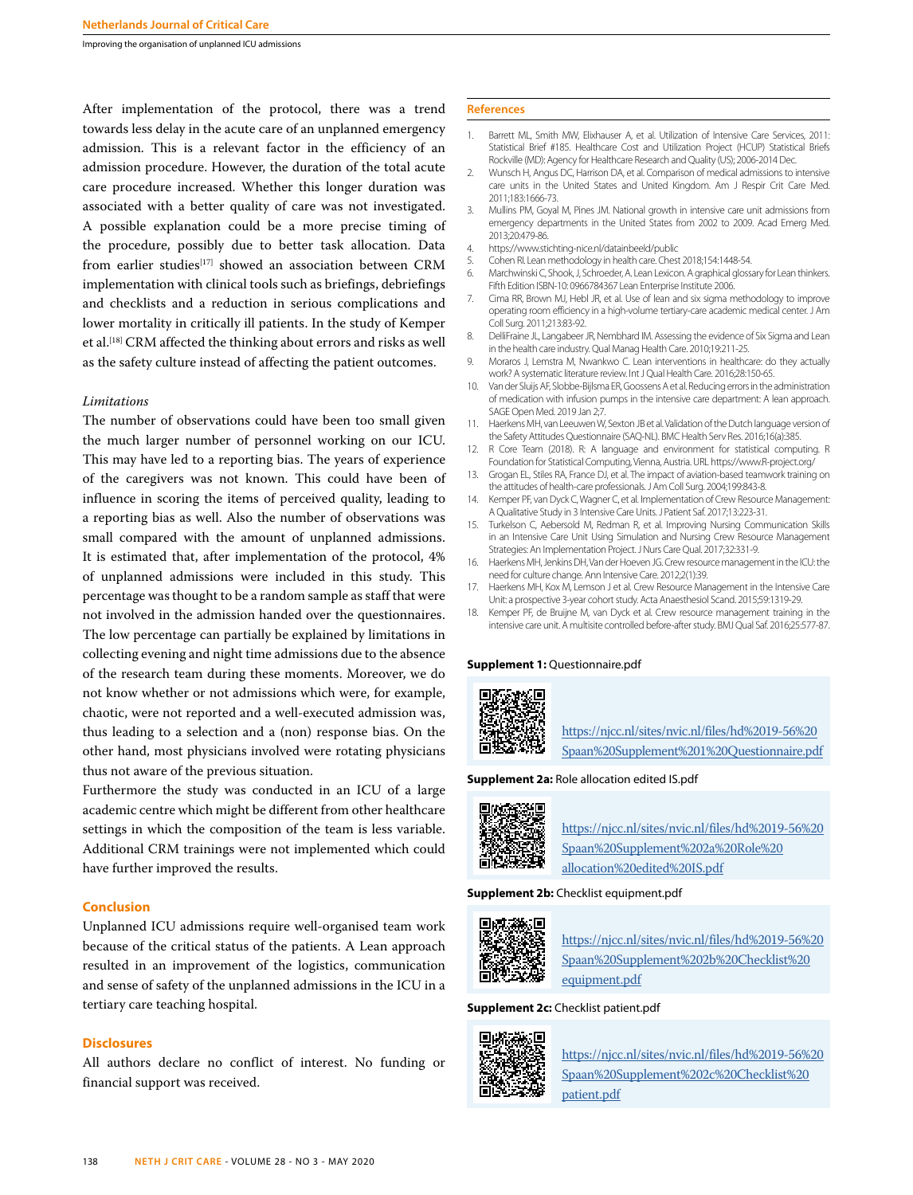After implementation of the protocol, there was a trend towards less delay in the acute care of an unplanned emergency admission. This is a relevant factor in the efficiency of an admission procedure. However, the duration of the total acute care procedure increased. Whether this longer duration was associated with a better quality of care was not investigated. A possible explanation could be a more precise timing of the procedure, possibly due to better task allocation. Data from earlier studies[17] showed an association between CRM implementation with clinical tools such as briefings, debriefings and checklists and a reduction in serious complications and lower mortality in critically ill patients. In the study of Kemper et al.[18] CRM affected the thinking about errors and risks as well as the safety culture instead of affecting the patient outcomes.

*Limitations*

The number of observations could have been too small given the much larger number of personnel working on our ICU. This may have led to a reporting bias. The years of experience of the caregivers was not known. This could have been of influence in scoring the items of perceived quality, leading to a reporting bias as well. Also the number of observations was small compared with the amount of unplanned admissions. It is estimated that, after implementation of the protocol, 4% of unplanned admissions were included in this study. This percentage was thought to be a random sample as staff that were not involved in the admission handed over the questionnaires. The low percentage can partially be explained by limitations in collecting evening and night time admissions due to the absence of the research team during these moments. Moreover, we do not know whether or not admissions which were, for example, chaotic, were not reported and a well-executed admission was, thus leading to a selection and a (non) response bias. On the other hand, most physicians involved were rotating physicians thus not aware of the previous situation.

Furthermore the study was conducted in an ICU of a large academic centre which might be different from other healthcare settings in which the composition of the team is less variable. Additional CRM trainings were not implemented which could have further improved the results.

## Conclusion

Unplanned ICU admissions require well-organised team work because of the critical status of the patients. A Lean approach resulted in an improvement of the logistics, communication and sense of safety of the unplanned admissions in the ICU in a tertiary care teaching hospital.

## Disclosures

All authors declare no conflict of interest. No funding or financial support was received.

## References

1. Barrett ML, Smith MW, Elixhauser A, et al. Utilization of Intensive Care Services, 2011: Statistical Brief #185. Healthcare Cost and Utilization Project (HCUP) Statistical Briefs Rockville (MD): Agency for Healthcare Research and Quality (US); 2006-2014 Dec.
2. Wunsch H, Angus DC, Harrison DA, et al. Comparison of medical admissions to intensive care units in the United States and United Kingdom. Am J Respir Crit Care Med. 2011;183:1666-73.
3. Mullins PM, Goyal M, Pines JM. National growth in intensive care unit admissions from emergency departments in the United States from 2002 to 2009. Acad Emerg Med. 2013;20:479-86.
4. https://www.stichting-nice.nl/datainbeeld/public
5. Cohen RI. Lean methodology in health care. Chest 2018;154:1448-54.
6. Marchwinski C, Shook, J, Schroeder, A. Lean Lexicon. A graphical glossary for Lean thinkers. Fifth Edition ISBN-10: 0966784367 Lean Enterprise Institute 2006.
7. Cima RR, Brown MJ, Hebl JR, et al. Use of lean and six sigma methodology to improve operating room efficiency in a high-volume tertiary-care academic medical center. J Am Coll Surg. 2011;213:83-92.
8. DelliFraine JL, Langabeer JR, Nembhard IM. Assessing the evidence of Six Sigma and Lean in the health care industry. Qual Manag Health Care. 2010;19:211-25.
9. Moraros J, Lemstra M, Nwankwo C. Lean interventions in healthcare: do they actually work? A systematic literature review. Int J Qual Health Care. 2016;28:150-65.
10. Van der Sluijs AF, Slobbe-Bijlsma ER, Goossens A et al. Reducing errors in the administration of medication with infusion pumps in the intensive care department: A lean approach. SAGE Open Med. 2019 Jan 2;7.
11. Haerkens MH, van Leeuwen W, Sexton JB et al. Validation of the Dutch language version of the Safety Attitudes Questionnaire (SAQ-NL). BMC Health Serv Res. 2016;16(a):385.
12. R Core Team (2018). R: A language and environment for statistical computing. R Foundation for Statistical Computing, Vienna, Austria. URL https://www.R-project.org/
13. Grogan EL, Stiles RA, France DJ, et al. The impact of aviation-based teamwork training on the attitudes of health-care professionals. J Am Coll Surg. 2004;199:843-8.
14. Kemper PF, van Dyck C, Wagner C, et al. Implementation of Crew Resource Management: A Qualitative Study in 3 Intensive Care Units. J Patient Saf. 2017;13:223-31.
15. Turkelson C, Aebersold M, Redman R, et al. Improving Nursing Communication Skills in an Intensive Care Unit Using Simulation and Nursing Crew Resource Management Strategies: An Implementation Project. J Nurs Care Qual. 2017;32:331-9.
16. Haerkens MH, Jenkins DH, Van der Hoeven JG. Crew resource management in the ICU: the need for culture change. Ann Intensive Care. 2012;2(1):39.
17. Haerkens MH, Kox M, Lemson J et al. Crew Resource Management in the Intensive Care Unit: a prospective 3-year cohort study. Acta Anaesthesiol Scand. 2015;59:1319-29.
18. Kemper PF, de Bruijne M, van Dyck et al. Crew resource management training in the intensive care unit. A multisite controlled before-after study. BMJ Qual Saf. 2016;25:577-87.

**Supplement 1:** Questionnaire.pdf

https://njcc.nl/sites/nvic.nl/files/hd%2019-56%20Spaan%20Supplement%201%20Questionnaire.pdf

**Supplement 2a:** Role allocation edited IS.pdf

https://njcc.nl/sites/nvic.nl/files/hd%2019-56%20Spaan%20Supplement%202a%20Role%20allocation%20edited%20IS.pdf

**Supplement 2b:** Checklist equipment.pdf

https://njcc.nl/sites/nvic.nl/files/hd%2019-56%20Spaan%20Supplement%202b%20Checklist%20equipment.pdf

**Supplement 2c:** Checklist patient.pdf

https://njcc.nl/sites/nvic.nl/files/hd%2019-56%20Spaan%20Supplement%202c%20Checklist%20patient.pdf